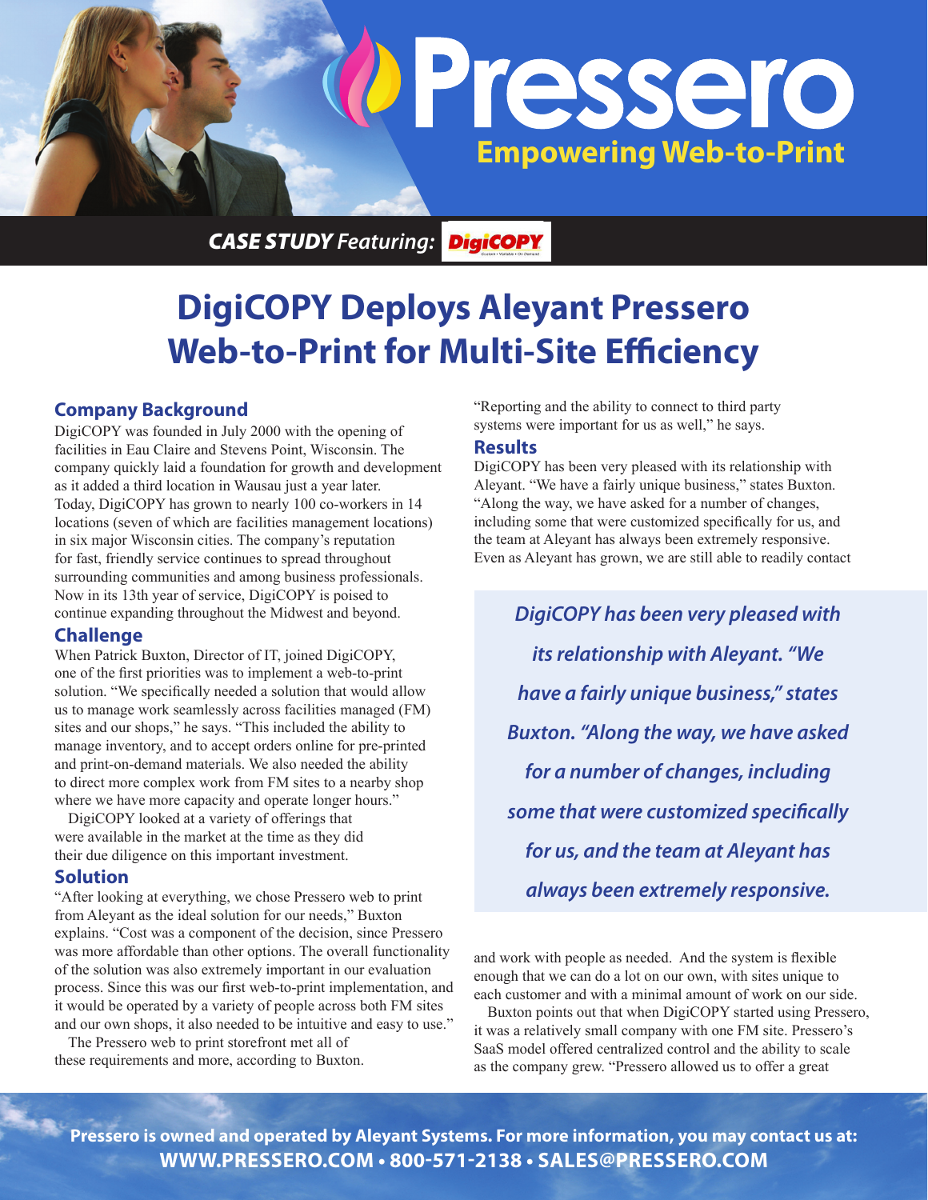# Pressero

**Empowering Web-to-Print**

***CASE STUDY** Featuring:* DigiCOPY

# DigiCOPY Deploys Aleyant Pressero Web-to-Print for Multi-Site Efficiency

## Company Background

DigiCOPY was founded in July 2000 with the opening of facilities in Eau Claire and Stevens Point, Wisconsin. The company quickly laid a foundation for growth and development as it added a third location in Wausau just a year later. Today, DigiCOPY has grown to nearly 100 co-workers in 14 locations (seven of which are facilities management locations) in six major Wisconsin cities. The company's reputation for fast, friendly service continues to spread throughout surrounding communities and among business professionals. Now in its 13th year of service, DigiCOPY is poised to continue expanding throughout the Midwest and beyond.

## Challenge

When Patrick Buxton, Director of IT, joined DigiCOPY, one of the first priorities was to implement a web-to-print solution. "We specifically needed a solution that would allow us to manage work seamlessly across facilities managed (FM) sites and our shops," he says. "This included the ability to manage inventory, and to accept orders online for pre-printed and print-on-demand materials. We also needed the ability to direct more complex work from FM sites to a nearby shop where we have more capacity and operate longer hours."

DigiCOPY looked at a variety of offerings that were available in the market at the time as they did their due diligence on this important investment.

## Solution

"After looking at everything, we chose Pressero web to print from Aleyant as the ideal solution for our needs," Buxton explains. "Cost was a component of the decision, since Pressero was more affordable than other options. The overall functionality of the solution was also extremely important in our evaluation process. Since this was our first web-to-print implementation, and it would be operated by a variety of people across both FM sites and our own shops, it also needed to be intuitive and easy to use."

The Pressero web to print storefront met all of these requirements and more, according to Buxton.

"Reporting and the ability to connect to third party systems were important for us as well," he says.

## Results

DigiCOPY has been very pleased with its relationship with Aleyant. "We have a fairly unique business," states Buxton. "Along the way, we have asked for a number of changes, including some that were customized specifically for us, and the team at Aleyant has always been extremely responsive. Even as Aleyant has grown, we are still able to readily contact and work with people as needed. And the system is flexible enough that we can do a lot on our own, with sites unique to each customer and with a minimal amount of work on our side.

> *DigiCOPY has been very pleased with its relationship with Aleyant. "We have a fairly unique business," states Buxton. "Along the way, we have asked for a number of changes, including some that were customized specifically for us, and the team at Aleyant has always been extremely responsive.*

Buxton points out that when DigiCOPY started using Pressero, it was a relatively small company with one FM site. Pressero's SaaS model offered centralized control and the ability to scale as the company grew. "Pressero allowed us to offer a great

**Pressero is owned and operated by Aleyant Systems. For more information, you may contact us at:**
**WWW.PRESSERO.COM • 800-571-2138 • SALES@PRESSERO.COM**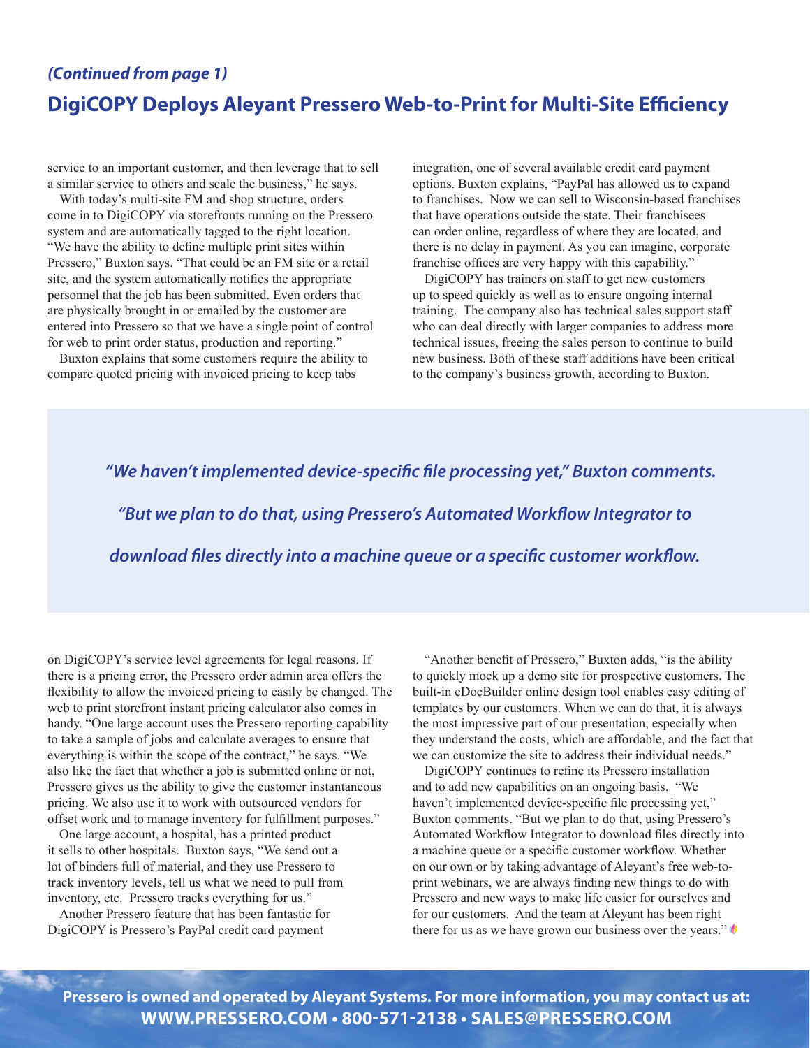*(Continued from page 1)*

## DigiCOPY Deploys Aleyant Pressero Web-to-Print for Multi-Site Efficiency

service to an important customer, and then leverage that to sell a similar service to others and scale the business," he says.

With today's multi-site FM and shop structure, orders come in to DigiCOPY via storefronts running on the Pressero system and are automatically tagged to the right location. "We have the ability to define multiple print sites within Pressero," Buxton says. "That could be an FM site or a retail site, and the system automatically notifies the appropriate personnel that the job has been submitted. Even orders that are physically brought in or emailed by the customer are entered into Pressero so that we have a single point of control for web to print order status, production and reporting."

Buxton explains that some customers require the ability to compare quoted pricing with invoiced pricing to keep tabs on DigiCOPY's service level agreements for legal reasons. If there is a pricing error, the Pressero order admin area offers the flexibility to allow the invoiced pricing to easily be changed. The web to print storefront instant pricing calculator also comes in handy. "One large account uses the Pressero reporting capability to take a sample of jobs and calculate averages to ensure that everything is within the scope of the contract," he says. "We also like the fact that whether a job is submitted online or not, Pressero gives us the ability to give the customer instantaneous pricing. We also use it to work with outsourced vendors for offset work and to manage inventory for fulfillment purposes."

One large account, a hospital, has a printed product it sells to other hospitals. Buxton says, "We send out a lot of binders full of material, and they use Pressero to track inventory levels, tell us what we need to pull from inventory, etc. Pressero tracks everything for us."

Another Pressero feature that has been fantastic for DigiCOPY is Pressero's PayPal credit card payment integration, one of several available credit card payment options. Buxton explains, "PayPal has allowed us to expand to franchises. Now we can sell to Wisconsin-based franchises that have operations outside the state. Their franchisees can order online, regardless of where they are located, and there is no delay in payment. As you can imagine, corporate franchise offices are very happy with this capability."

DigiCOPY has trainers on staff to get new customers up to speed quickly as well as to ensure ongoing internal training. The company also has technical sales support staff who can deal directly with larger companies to address more technical issues, freeing the sales person to continue to build new business. Both of these staff additions have been critical to the company's business growth, according to Buxton.

> ***"We haven't implemented device-specific file processing yet," Buxton comments. "But we plan to do that, using Pressero's Automated Workflow Integrator to download files directly into a machine queue or a specific customer workflow.***

"Another benefit of Pressero," Buxton adds, "is the ability to quickly mock up a demo site for prospective customers. The built-in eDocBuilder online design tool enables easy editing of templates by our customers. When we can do that, it is always the most impressive part of our presentation, especially when they understand the costs, which are affordable, and the fact that we can customize the site to address their individual needs."

DigiCOPY continues to refine its Pressero installation and to add new capabilities on an ongoing basis. "We haven't implemented device-specific file processing yet," Buxton comments. "But we plan to do that, using Pressero's Automated Workflow Integrator to download files directly into a machine queue or a specific customer workflow. Whether on our own or by taking advantage of Aleyant's free web-to-print webinars, we are always finding new things to do with Pressero and new ways to make life easier for ourselves and for our customers. And the team at Aleyant has been right there for us as we have grown our business over the years."

**Pressero is owned and operated by Aleyant Systems. For more information, you may contact us at:**
**WWW.PRESSERO.COM • 800-571-2138 • SALES@PRESSERO.COM**